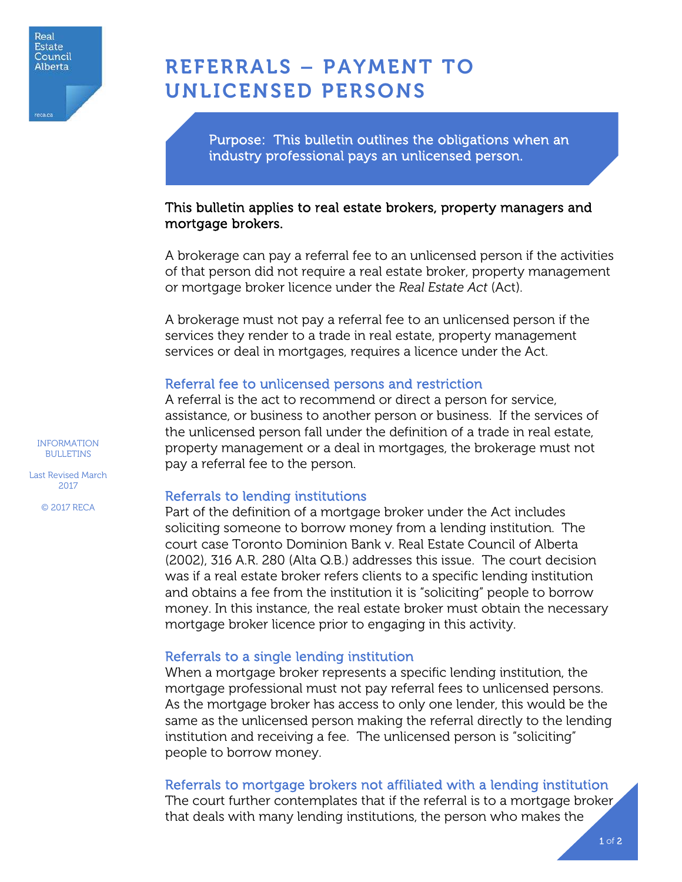# REFERRALS – PAYMENT TO UNLICENSED PERSONS

Purpose: This bulletin outlines the obligations when an industry professional pays an unlicensed person.

This bulletin applies to real estate brokers, property managers and mortgage brokers.

A brokerage can pay a referral fee to an unlicensed person if the activities of that person did not require a real estate broker, property management or mortgage broker licence under the *Real Estate Act* (Act).

A brokerage must not pay a referral fee to an unlicensed person if the services they render to a trade in real estate, property management services or deal in mortgages, requires a licence under the Act.

## Referral fee to unlicensed persons and restriction

A referral is the act to recommend or direct a person for service, assistance, or business to another person or business. If the services of the unlicensed person fall under the definition of a trade in real estate, property management or a deal in mortgages, the brokerage must not pay a referral fee to the person.

## Referrals to lending institutions

Part of the definition of a mortgage broker under the Act includes soliciting someone to borrow money from a lending institution. The court case Toronto Dominion Bank v. Real Estate Council of Alberta (2002), 316 A.R. 280 (Alta Q.B.) addresses this issue. The court decision was if a real estate broker refers clients to a specific lending institution and obtains a fee from the institution it is "soliciting" people to borrow money. In this instance, the real estate broker must obtain the necessary mortgage broker licence prior to engaging in this activity.

## Referrals to a single lending institution

When a mortgage broker represents a specific lending institution, the mortgage professional must not pay referral fees to unlicensed persons. As the mortgage broker has access to only one lender, this would be the same as the unlicensed person making the referral directly to the lending institution and receiving a fee. The unlicensed person is "soliciting" people to borrow money.

## Referrals to mortgage brokers not affiliated with a lending institution

The court further contemplates that if the referral is to a mortgage broker that deals with many lending institutions, the person who makes the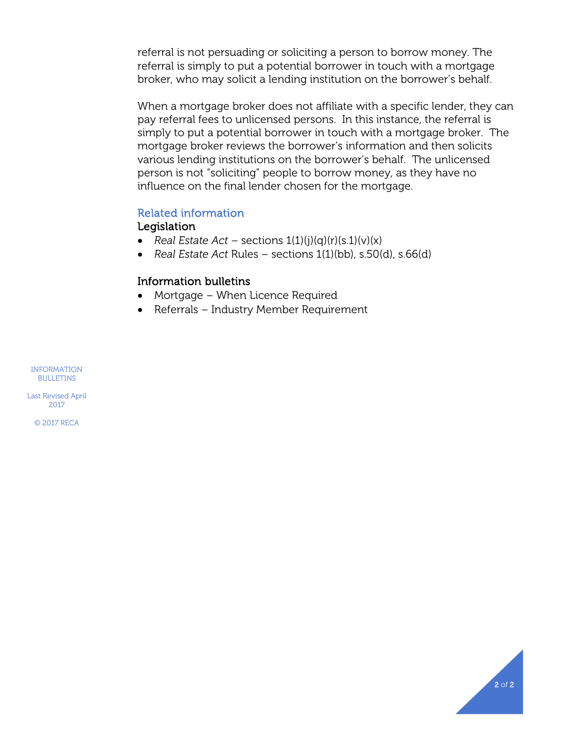referral is not persuading or soliciting a person to borrow money. The referral is simply to put a potential borrower in touch with a mortgage broker, who may solicit a lending institution on the borrower's behalf.

When a mortgage broker does not affiliate with a specific lender, they can pay referral fees to unlicensed persons. In this instance, the referral is simply to put a potential borrower in touch with a mortgage broker. The mortgage broker reviews the borrower's information and then solicits various lending institutions on the borrower's behalf. The unlicensed person is not "soliciting" people to borrow money, as they have no influence on the final lender chosen for the mortgage.

## Related information

### Legislation

- *Real Estate Act* – sections 1(1)(j)(q)(r)(s.1)(v)(x)
- *Real Estate Act* Rules – sections 1(1)(bb), s.50(d), s.66(d)

### Information bulletins

- Mortgage – When Licence Required
- Referrals – Industry Member Requirement

INFORMATION BULLETINS

Last Revised April 2017

© 2017 RECA